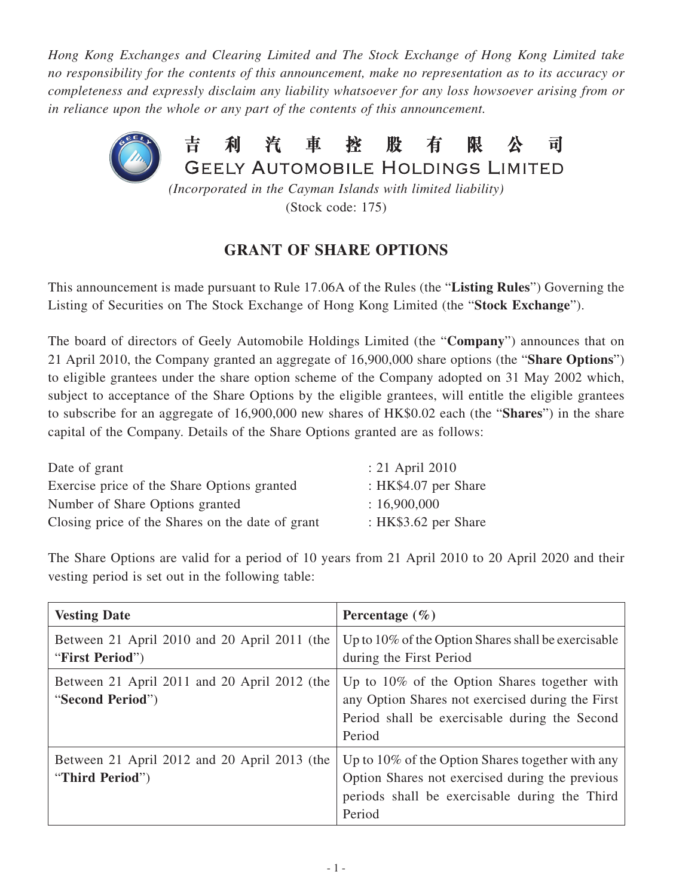*Hong Kong Exchanges and Clearing Limited and The Stock Exchange of Hong Kong Limited take no responsibility for the contents of this announcement, make no representation as to its accuracy or completeness and expressly disclaim any liability whatsoever for any loss howsoever arising from or in reliance upon the whole or any part of the contents of this announcement.*

# 吉 利 汽 車 控 股 有 限 公 司
# GEELY AUTOMOBILE HOLDINGS LIMITED

*(Incorporated in the Cayman Islands with limited liability)*
(Stock code: 175)

## GRANT OF SHARE OPTIONS

This announcement is made pursuant to Rule 17.06A of the Rules (the "**Listing Rules**") Governing the Listing of Securities on The Stock Exchange of Hong Kong Limited (the "**Stock Exchange**").

The board of directors of Geely Automobile Holdings Limited (the "**Company**") announces that on 21 April 2010, the Company granted an aggregate of 16,900,000 share options (the "**Share Options**") to eligible grantees under the share option scheme of the Company adopted on 31 May 2002 which, subject to acceptance of the Share Options by the eligible grantees, will entitle the eligible grantees to subscribe for an aggregate of 16,900,000 new shares of HK$0.02 each (the "**Shares**") in the share capital of the Company. Details of the Share Options granted are as follows:

| | |
|---|---|
| Date of grant | : 21 April 2010 |
| Exercise price of the Share Options granted | : HK$4.07 per Share |
| Number of Share Options granted | : 16,900,000 |
| Closing price of the Shares on the date of grant | : HK$3.62 per Share |

The Share Options are valid for a period of 10 years from 21 April 2010 to 20 April 2020 and their vesting period is set out in the following table:

| **Vesting Date** | **Percentage (%)** |
|---|---|
| Between 21 April 2010 and 20 April 2011 (the "**First Period**") | Up to 10% of the Option Shares shall be exercisable during the First Period |
| Between 21 April 2011 and 20 April 2012 (the "**Second Period**") | Up to 10% of the Option Shares together with any Option Shares not exercised during the First Period shall be exercisable during the Second Period |
| Between 21 April 2012 and 20 April 2013 (the "**Third Period**") | Up to 10% of the Option Shares together with any Option Shares not exercised during the previous periods shall be exercisable during the Third Period |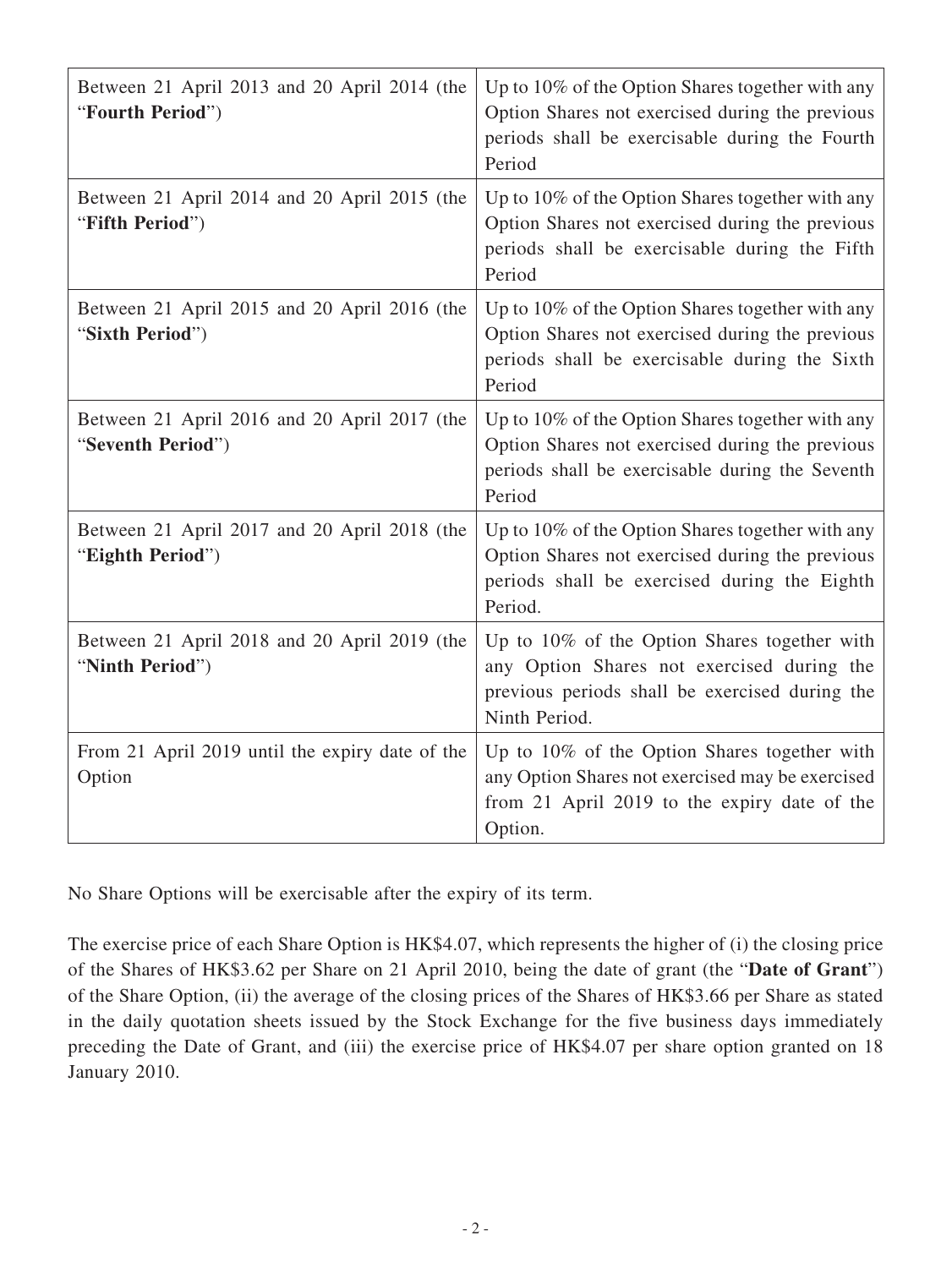| | |
|---|---|
| Between 21 April 2013 and 20 April 2014 (the "**Fourth Period**") | Up to 10% of the Option Shares together with any Option Shares not exercised during the previous periods shall be exercisable during the Fourth Period |
| Between 21 April 2014 and 20 April 2015 (the "**Fifth Period**") | Up to 10% of the Option Shares together with any Option Shares not exercised during the previous periods shall be exercisable during the Fifth Period |
| Between 21 April 2015 and 20 April 2016 (the "**Sixth Period**") | Up to 10% of the Option Shares together with any Option Shares not exercised during the previous periods shall be exercisable during the Sixth Period |
| Between 21 April 2016 and 20 April 2017 (the "**Seventh Period**") | Up to 10% of the Option Shares together with any Option Shares not exercised during the previous periods shall be exercisable during the Seventh Period |
| Between 21 April 2017 and 20 April 2018 (the "**Eighth Period**") | Up to 10% of the Option Shares together with any Option Shares not exercised during the previous periods shall be exercised during the Eighth Period. |
| Between 21 April 2018 and 20 April 2019 (the "**Ninth Period**") | Up to 10% of the Option Shares together with any Option Shares not exercised during the previous periods shall be exercised during the Ninth Period. |
| From 21 April 2019 until the expiry date of the Option | Up to 10% of the Option Shares together with any Option Shares not exercised may be exercised from 21 April 2019 to the expiry date of the Option. |

No Share Options will be exercisable after the expiry of its term.

The exercise price of each Share Option is HK$4.07, which represents the higher of (i) the closing price of the Shares of HK$3.62 per Share on 21 April 2010, being the date of grant (the "**Date of Grant**") of the Share Option, (ii) the average of the closing prices of the Shares of HK$3.66 per Share as stated in the daily quotation sheets issued by the Stock Exchange for the five business days immediately preceding the Date of Grant, and (iii) the exercise price of HK$4.07 per share option granted on 18 January 2010.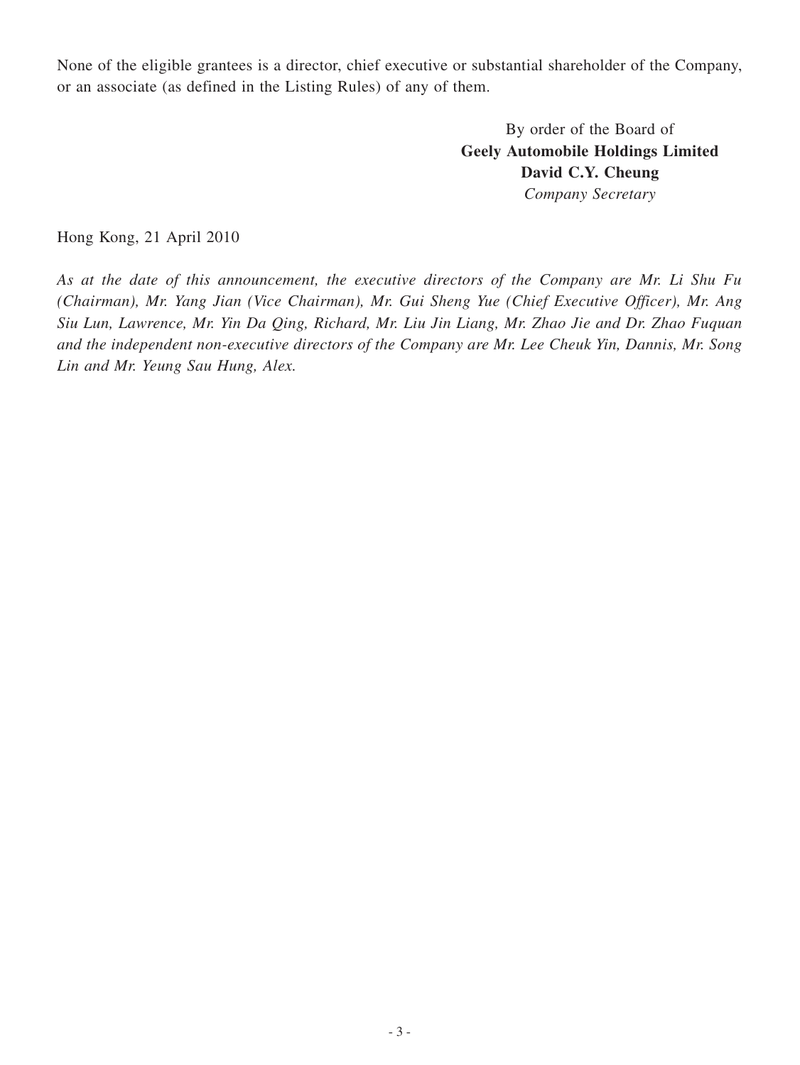None of the eligible grantees is a director, chief executive or substantial shareholder of the Company, or an associate (as defined in the Listing Rules) of any of them.

By order of the Board of
**Geely Automobile Holdings Limited**
**David C.Y. Cheung**
*Company Secretary*

Hong Kong, 21 April 2010

*As at the date of this announcement, the executive directors of the Company are Mr. Li Shu Fu (Chairman), Mr. Yang Jian (Vice Chairman), Mr. Gui Sheng Yue (Chief Executive Officer), Mr. Ang Siu Lun, Lawrence, Mr. Yin Da Qing, Richard, Mr. Liu Jin Liang, Mr. Zhao Jie and Dr. Zhao Fuquan and the independent non-executive directors of the Company are Mr. Lee Cheuk Yin, Dannis, Mr. Song Lin and Mr. Yeung Sau Hung, Alex.*